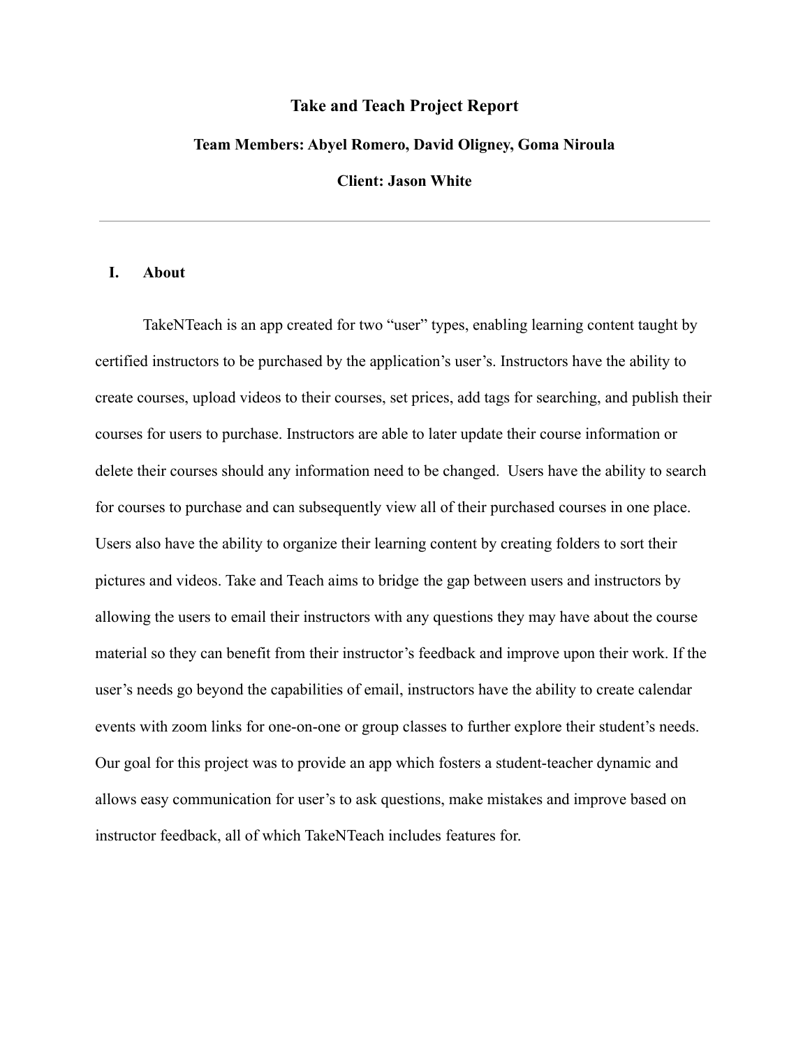# Take and Teach Project Report

**Team Members: Abyel Romero, David Oligney, Goma Niroula**

**Client: Jason White**

---

## I. About

TakeNTeach is an app created for two "user" types, enabling learning content taught by certified instructors to be purchased by the application's user's. Instructors have the ability to create courses, upload videos to their courses, set prices, add tags for searching, and publish their courses for users to purchase. Instructors are able to later update their course information or delete their courses should any information need to be changed. Users have the ability to search for courses to purchase and can subsequently view all of their purchased courses in one place. Users also have the ability to organize their learning content by creating folders to sort their pictures and videos. Take and Teach aims to bridge the gap between users and instructors by allowing the users to email their instructors with any questions they may have about the course material so they can benefit from their instructor's feedback and improve upon their work. If the user's needs go beyond the capabilities of email, instructors have the ability to create calendar events with zoom links for one-on-one or group classes to further explore their student's needs. Our goal for this project was to provide an app which fosters a student-teacher dynamic and allows easy communication for user's to ask questions, make mistakes and improve based on instructor feedback, all of which TakeNTeach includes features for.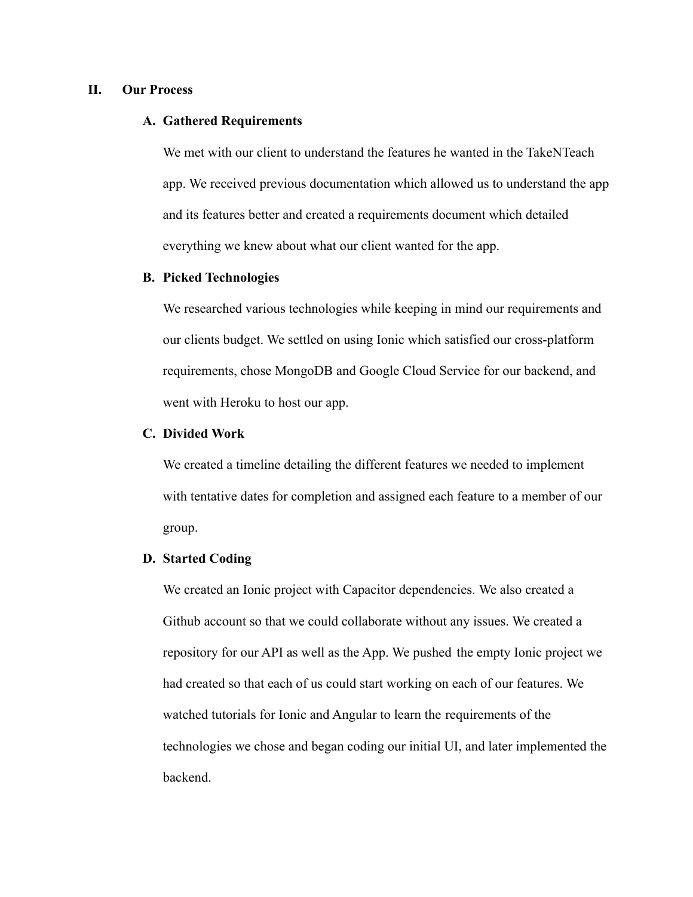## II. Our Process

### A. Gathered Requirements

We met with our client to understand the features he wanted in the TakeNTeach app. We received previous documentation which allowed us to understand the app and its features better and created a requirements document which detailed everything we knew about what our client wanted for the app.

### B. Picked Technologies

We researched various technologies while keeping in mind our requirements and our clients budget. We settled on using Ionic which satisfied our cross-platform requirements, chose MongoDB and Google Cloud Service for our backend, and went with Heroku to host our app.

### C. Divided Work

We created a timeline detailing the different features we needed to implement with tentative dates for completion and assigned each feature to a member of our group.

### D. Started Coding

We created an Ionic project with Capacitor dependencies. We also created a Github account so that we could collaborate without any issues. We created a repository for our API as well as the App. We pushed the empty Ionic project we had created so that each of us could start working on each of our features. We watched tutorials for Ionic and Angular to learn the requirements of the technologies we chose and began coding our initial UI, and later implemented the backend.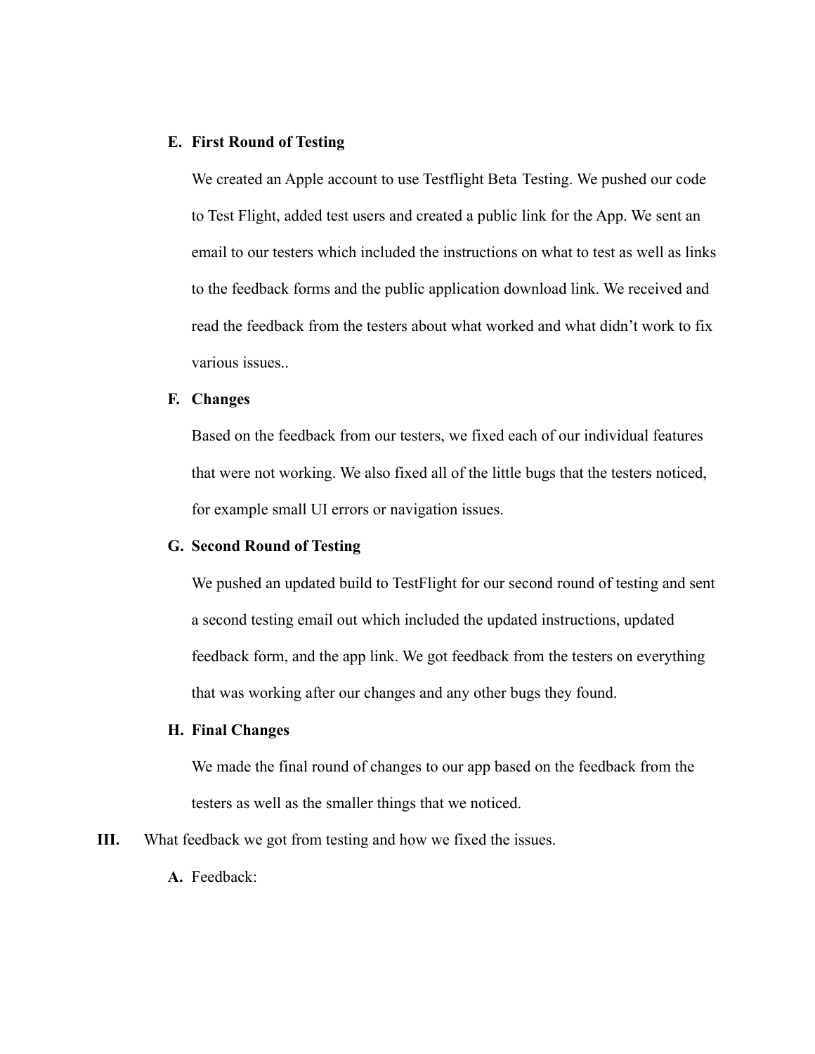**E. First Round of Testing**

We created an Apple account to use Testflight Beta Testing. We pushed our code to Test Flight, added test users and created a public link for the App. We sent an email to our testers which included the instructions on what to test as well as links to the feedback forms and the public application download link. We received and read the feedback from the testers about what worked and what didn't work to fix various issues..

**F. Changes**

Based on the feedback from our testers, we fixed each of our individual features that were not working. We also fixed all of the little bugs that the testers noticed, for example small UI errors or navigation issues.

**G. Second Round of Testing**

We pushed an updated build to TestFlight for our second round of testing and sent a second testing email out which included the updated instructions, updated feedback form, and the app link. We got feedback from the testers on everything that was working after our changes and any other bugs they found.

**H. Final Changes**

We made the final round of changes to our app based on the feedback from the testers as well as the smaller things that we noticed.

**III.** What feedback we got from testing and how we fixed the issues.

**A.** Feedback: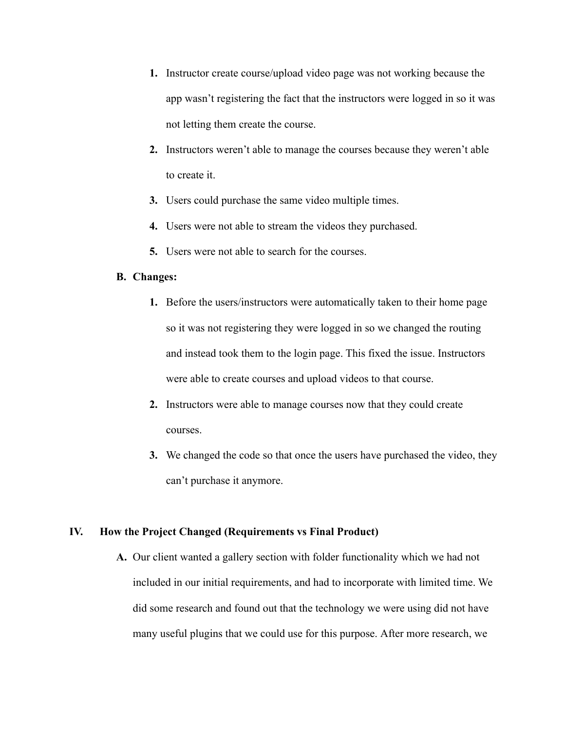1. Instructor create course/upload video page was not working because the app wasn't registering the fact that the instructors were logged in so it was not letting them create the course.
2. Instructors weren't able to manage the courses because they weren't able to create it.
3. Users could purchase the same video multiple times.
4. Users were not able to stream the videos they purchased.
5. Users were not able to search for the courses.

**B. Changes:**

1. Before the users/instructors were automatically taken to their home page so it was not registering they were logged in so we changed the routing and instead took them to the login page. This fixed the issue. Instructors were able to create courses and upload videos to that course.
2. Instructors were able to manage courses now that they could create courses.
3. We changed the code so that once the users have purchased the video, they can't purchase it anymore.

## IV. How the Project Changed (Requirements vs Final Product)

**A.** Our client wanted a gallery section with folder functionality which we had not included in our initial requirements, and had to incorporate with limited time. We did some research and found out that the technology we were using did not have many useful plugins that we could use for this purpose. After more research, we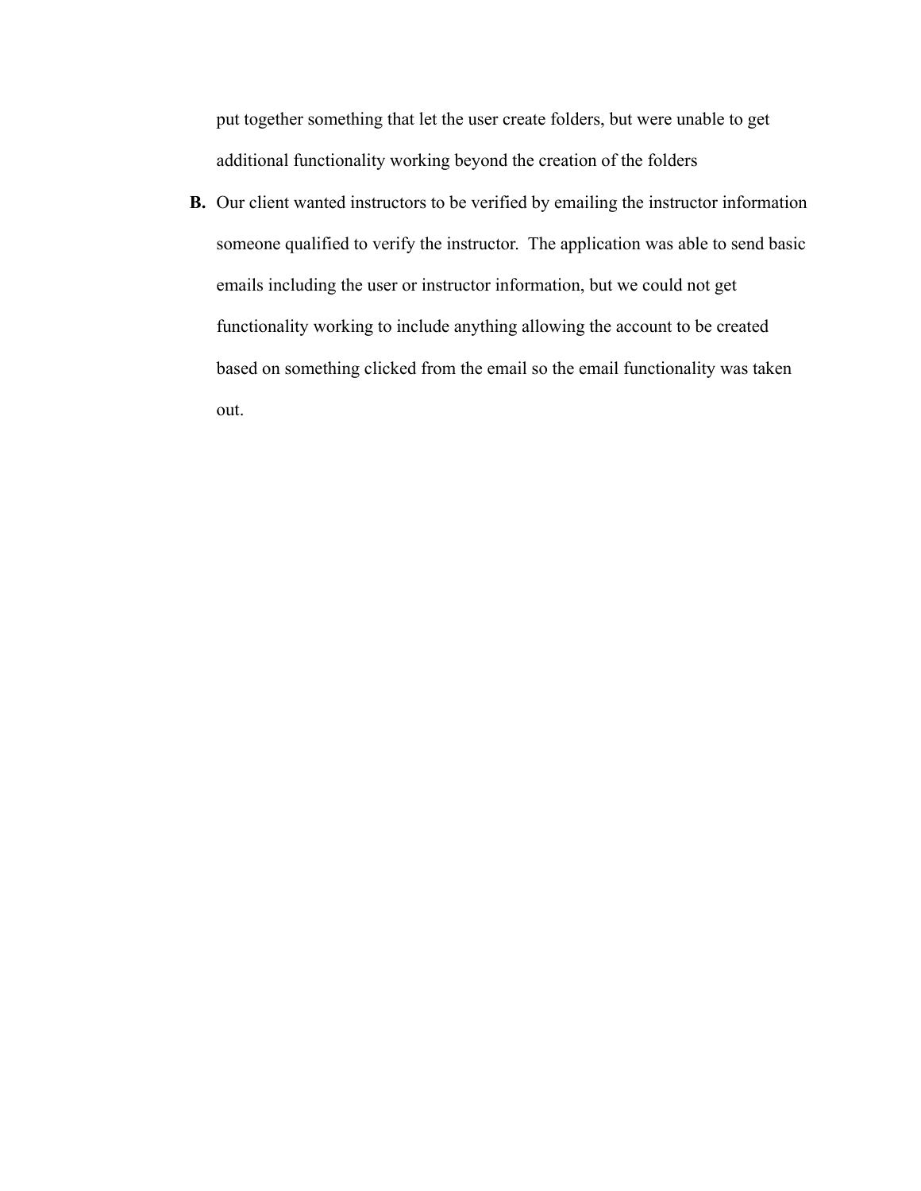put together something that let the user create folders, but were unable to get additional functionality working beyond the creation of the folders

**B.** Our client wanted instructors to be verified by emailing the instructor information someone qualified to verify the instructor. The application was able to send basic emails including the user or instructor information, but we could not get functionality working to include anything allowing the account to be created based on something clicked from the email so the email functionality was taken out.